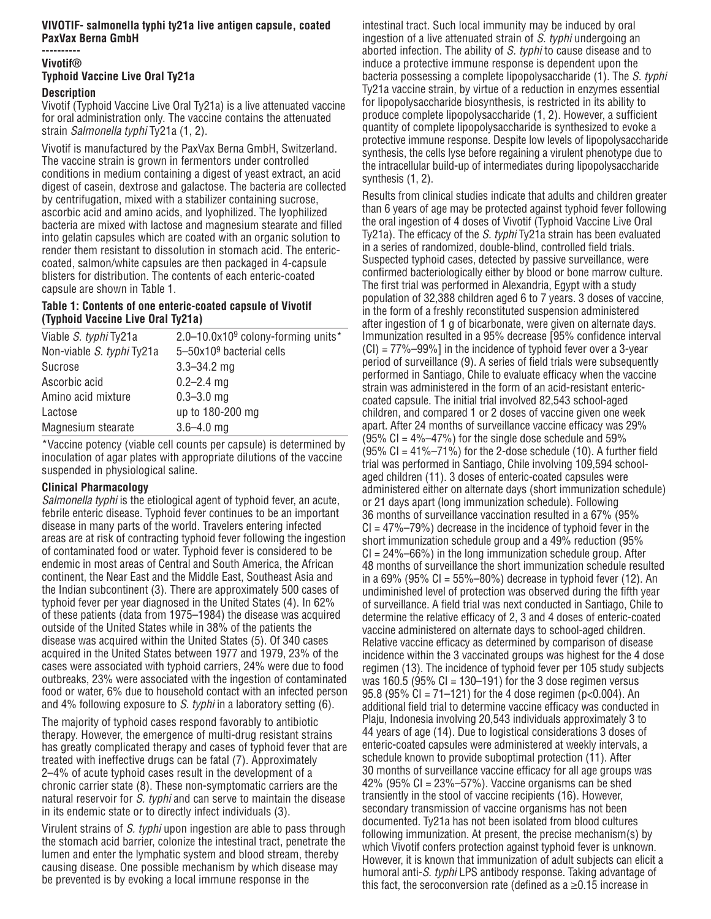**VIVOTIF- salmonella typhi ty21a live antigen capsule, coated**
**PaxVax Berna GmbH**

----------

**Vivotif®**
**Typhoid Vaccine Live Oral Ty21a**

### Description

Vivotif (Typhoid Vaccine Live Oral Ty21a) is a live attenuated vaccine for oral administration only. The vaccine contains the attenuated strain *Salmonella typhi* Ty21a (1, 2).

Vivotif is manufactured by the PaxVax Berna GmbH, Switzerland. The vaccine strain is grown in fermentors under controlled conditions in medium containing a digest of yeast extract, an acid digest of casein, dextrose and galactose. The bacteria are collected by centrifugation, mixed with a stabilizer containing sucrose, ascorbic acid and amino acids, and lyophilized. The lyophilized bacteria are mixed with lactose and magnesium stearate and filled into gelatin capsules which are coated with an organic solution to render them resistant to dissolution in stomach acid. The enteric-coated, salmon/white capsules are then packaged in 4-capsule blisters for distribution. The contents of each enteric-coated capsule are shown in Table 1.

**Table 1: Contents of one enteric-coated capsule of Vivotif (Typhoid Vaccine Live Oral Ty21a)**

| | |
|---|---|
| Viable *S. typhi* Ty21a | 2.0–10.0x$10^9$ colony-forming units* |
| Non-viable *S. typhi* Ty21a | 5–50x$10^9$ bacterial cells |
| Sucrose | 3.3–34.2 mg |
| Ascorbic acid | 0.2–2.4 mg |
| Amino acid mixture | 0.3–3.0 mg |
| Lactose | up to 180-200 mg |
| Magnesium stearate | 3.6–4.0 mg |

*Vaccine potency (viable cell counts per capsule) is determined by inoculation of agar plates with appropriate dilutions of the vaccine suspended in physiological saline.

### Clinical Pharmacology

*Salmonella typhi* is the etiological agent of typhoid fever, an acute, febrile enteric disease. Typhoid fever continues to be an important disease in many parts of the world. Travelers entering infected areas are at risk of contracting typhoid fever following the ingestion of contaminated food or water. Typhoid fever is considered to be endemic in most areas of Central and South America, the African continent, the Near East and the Middle East, Southeast Asia and the Indian subcontinent (3). There are approximately 500 cases of typhoid fever per year diagnosed in the United States (4). In 62% of these patients (data from 1975–1984) the disease was acquired outside of the United States while in 38% of the patients the disease was acquired within the United States (5). Of 340 cases acquired in the United States between 1977 and 1979, 23% of the cases were associated with typhoid carriers, 24% were due to food outbreaks, 23% were associated with the ingestion of contaminated food or water, 6% due to household contact with an infected person and 4% following exposure to *S. typhi* in a laboratory setting (6).

The majority of typhoid cases respond favorably to antibiotic therapy. However, the emergence of multi-drug resistant strains has greatly complicated therapy and cases of typhoid fever that are treated with ineffective drugs can be fatal (7). Approximately 2–4% of acute typhoid cases result in the development of a chronic carrier state (8). These non-symptomatic carriers are the natural reservoir for *S. typhi* and can serve to maintain the disease in its endemic state or to directly infect individuals (3).

Virulent strains of *S. typhi* upon ingestion are able to pass through the stomach acid barrier, colonize the intestinal tract, penetrate the lumen and enter the lymphatic system and blood stream, thereby causing disease. One possible mechanism by which disease may be prevented is by evoking a local immune response in the intestinal tract. Such local immunity may be induced by oral ingestion of a live attenuated strain of *S. typhi* undergoing an aborted infection. The ability of *S. typhi* to cause disease and to induce a protective immune response is dependent upon the bacteria possessing a complete lipopolysaccharide (1). The *S. typhi* Ty21a vaccine strain, by virtue of a reduction in enzymes essential for lipopolysaccharide biosynthesis, is restricted in its ability to produce complete lipopolysaccharide (1, 2). However, a sufficient quantity of complete lipopolysaccharide is synthesized to evoke a protective immune response. Despite low levels of lipopolysaccharide synthesis, the cells lyse before regaining a virulent phenotype due to the intracellular build-up of intermediates during lipopolysaccharide synthesis (1, 2).

Results from clinical studies indicate that adults and children greater than 6 years of age may be protected against typhoid fever following the oral ingestion of 4 doses of Vivotif (Typhoid Vaccine Live Oral Ty21a). The efficacy of the *S. typhi* Ty21a strain has been evaluated in a series of randomized, double-blind, controlled field trials. Suspected typhoid cases, detected by passive surveillance, were confirmed bacteriologically either by blood or bone marrow culture. The first trial was performed in Alexandria, Egypt with a study population of 32,388 children aged 6 to 7 years. 3 doses of vaccine, in the form of a freshly reconstituted suspension administered after ingestion of 1 g of bicarbonate, were given on alternate days. Immunization resulted in a 95% decrease [95% confidence interval (CI) = 77%–99%] in the incidence of typhoid fever over a 3-year period of surveillance (9). A series of field trials were subsequently performed in Santiago, Chile to evaluate efficacy when the vaccine strain was administered in the form of an acid-resistant enteric-coated capsule. The initial trial involved 82,543 school-aged children, and compared 1 or 2 doses of vaccine given one week apart. After 24 months of surveillance vaccine efficacy was 29% (95% CI = 4%–47%) for the single dose schedule and 59% (95% CI = 41%–71%) for the 2-dose schedule (10). A further field trial was performed in Santiago, Chile involving 109,594 school-aged children (11). 3 doses of enteric-coated capsules were administered either on alternate days (short immunization schedule) or 21 days apart (long immunization schedule). Following 36 months of surveillance vaccination resulted in a 67% (95% CI = 47%–79%) decrease in the incidence of typhoid fever in the short immunization schedule group and a 49% reduction (95% CI = 24%–66%) in the long immunization schedule group. After 48 months of surveillance the short immunization schedule resulted in a 69% (95% CI = 55%–80%) decrease in typhoid fever (12). An undiminished level of protection was observed during the fifth year of surveillance. A field trial was next conducted in Santiago, Chile to determine the relative efficacy of 2, 3 and 4 doses of enteric-coated vaccine administered on alternate days to school-aged children. Relative vaccine efficacy as determined by comparison of disease incidence within the 3 vaccinated groups was highest for the 4 dose regimen (13). The incidence of typhoid fever per $10^5$ study subjects was 160.5 (95% CI = 130–191) for the 3 dose regimen versus 95.8 (95% CI = 71–121) for the 4 dose regimen ($p<0.004$). An additional field trial to determine vaccine efficacy was conducted in Plaju, Indonesia involving 20,543 individuals approximately 3 to 44 years of age (14). Due to logistical considerations 3 doses of enteric-coated capsules were administered at weekly intervals, a schedule known to provide suboptimal protection (11). After 30 months of surveillance vaccine efficacy for all age groups was 42% (95% CI = 23%–57%). Vaccine organisms can be shed transiently in the stool of vaccine recipients (16). However, secondary transmission of vaccine organisms has not been documented. Ty21a has not been isolated from blood cultures following immunization. At present, the precise mechanism(s) by which Vivotif confers protection against typhoid fever is unknown. However, it is known that immunization of adult subjects can elicit a humoral anti-*S. typhi* LPS antibody response. Taking advantage of this fact, the seroconversion rate (defined as a ≥0.15 increase in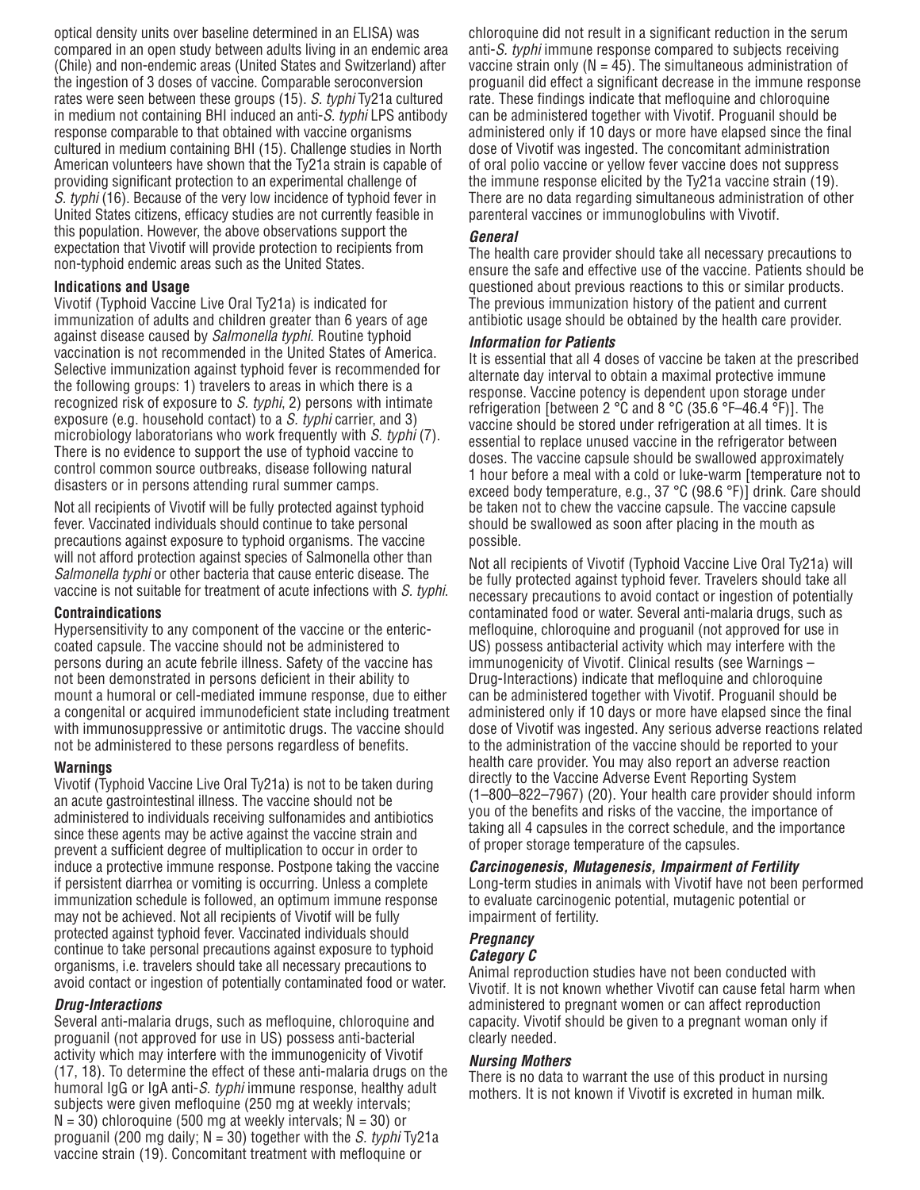optical density units over baseline determined in an ELISA) was compared in an open study between adults living in an endemic area (Chile) and non-endemic areas (United States and Switzerland) after the ingestion of 3 doses of vaccine. Comparable seroconversion rates were seen between these groups (15). *S. typhi* Ty21a cultured in medium not containing BHI induced an anti-*S. typhi* LPS antibody response comparable to that obtained with vaccine organisms cultured in medium containing BHI (15). Challenge studies in North American volunteers have shown that the Ty21a strain is capable of providing significant protection to an experimental challenge of *S. typhi* (16). Because of the very low incidence of typhoid fever in United States citizens, efficacy studies are not currently feasible in this population. However, the above observations support the expectation that Vivotif will provide protection to recipients from non-typhoid endemic areas such as the United States.

## Indications and Usage

Vivotif (Typhoid Vaccine Live Oral Ty21a) is indicated for immunization of adults and children greater than 6 years of age against disease caused by *Salmonella typhi*. Routine typhoid vaccination is not recommended in the United States of America. Selective immunization against typhoid fever is recommended for the following groups: 1) travelers to areas in which there is a recognized risk of exposure to *S. typhi*, 2) persons with intimate exposure (e.g. household contact) to a *S. typhi* carrier, and 3) microbiology laboratorians who work frequently with *S. typhi* (7). There is no evidence to support the use of typhoid vaccine to control common source outbreaks, disease following natural disasters or in persons attending rural summer camps.

Not all recipients of Vivotif will be fully protected against typhoid fever. Vaccinated individuals should continue to take personal precautions against exposure to typhoid organisms. The vaccine will not afford protection against species of Salmonella other than *Salmonella typhi* or other bacteria that cause enteric disease. The vaccine is not suitable for treatment of acute infections with *S. typhi*.

## Contraindications

Hypersensitivity to any component of the vaccine or the enteric-coated capsule. The vaccine should not be administered to persons during an acute febrile illness. Safety of the vaccine has not been demonstrated in persons deficient in their ability to mount a humoral or cell-mediated immune response, due to either a congenital or acquired immunodeficient state including treatment with immunosuppressive or antimitotic drugs. The vaccine should not be administered to these persons regardless of benefits.

## Warnings

Vivotif (Typhoid Vaccine Live Oral Ty21a) is not to be taken during an acute gastrointestinal illness. The vaccine should not be administered to individuals receiving sulfonamides and antibiotics since these agents may be active against the vaccine strain and prevent a sufficient degree of multiplication to occur in order to induce a protective immune response. Postpone taking the vaccine if persistent diarrhea or vomiting is occurring. Unless a complete immunization schedule is followed, an optimum immune response may not be achieved. Not all recipients of Vivotif will be fully protected against typhoid fever. Vaccinated individuals should continue to take personal precautions against exposure to typhoid organisms, i.e. travelers should take all necessary precautions to avoid contact or ingestion of potentially contaminated food or water.

### *Drug-Interactions*

Several anti-malaria drugs, such as mefloquine, chloroquine and proguanil (not approved for use in US) possess anti-bacterial activity which may interfere with the immunogenicity of Vivotif (17, 18). To determine the effect of these anti-malaria drugs on the humoral IgG or IgA anti-*S. typhi* immune response, healthy adult subjects were given mefloquine (250 mg at weekly intervals; N = 30) chloroquine (500 mg at weekly intervals; N = 30) or proguanil (200 mg daily; N = 30) together with the *S. typhi* Ty21a vaccine strain (19). Concomitant treatment with mefloquine or chloroquine did not result in a significant reduction in the serum anti-*S. typhi* immune response compared to subjects receiving vaccine strain only (N = 45). The simultaneous administration of proguanil did effect a significant decrease in the immune response rate. These findings indicate that mefloquine and chloroquine can be administered together with Vivotif. Proguanil should be administered only if 10 days or more have elapsed since the final dose of Vivotif was ingested. The concomitant administration of oral polio vaccine or yellow fever vaccine does not suppress the immune response elicited by the Ty21a vaccine strain (19). There are no data regarding simultaneous administration of other parenteral vaccines or immunoglobulins with Vivotif.

### *General*

The health care provider should take all necessary precautions to ensure the safe and effective use of the vaccine. Patients should be questioned about previous reactions to this or similar products. The previous immunization history of the patient and current antibiotic usage should be obtained by the health care provider.

### *Information for Patients*

It is essential that all 4 doses of vaccine be taken at the prescribed alternate day interval to obtain a maximal protective immune response. Vaccine potency is dependent upon storage under refrigeration [between 2 °C and 8 °C (35.6 °F–46.4 °F)]. The vaccine should be stored under refrigeration at all times. It is essential to replace unused vaccine in the refrigerator between doses. The vaccine capsule should be swallowed approximately 1 hour before a meal with a cold or luke-warm [temperature not to exceed body temperature, e.g., 37 °C (98.6 °F)] drink. Care should be taken not to chew the vaccine capsule. The vaccine capsule should be swallowed as soon after placing in the mouth as possible.

Not all recipients of Vivotif (Typhoid Vaccine Live Oral Ty21a) will be fully protected against typhoid fever. Travelers should take all necessary precautions to avoid contact or ingestion of potentially contaminated food or water. Several anti-malaria drugs, such as mefloquine, chloroquine and proguanil (not approved for use in US) possess antibacterial activity which may interfere with the immunogenicity of Vivotif. Clinical results (see Warnings – Drug-Interactions) indicate that mefloquine and chloroquine can be administered together with Vivotif. Proguanil should be administered only if 10 days or more have elapsed since the final dose of Vivotif was ingested. Any serious adverse reactions related to the administration of the vaccine should be reported to your health care provider. You may also report an adverse reaction directly to the Vaccine Adverse Event Reporting System (1–800–822–7967) (20). Your health care provider should inform you of the benefits and risks of the vaccine, the importance of taking all 4 capsules in the correct schedule, and the importance of proper storage temperature of the capsules.

### *Carcinogenesis, Mutagenesis, Impairment of Fertility*

Long-term studies in animals with Vivotif have not been performed to evaluate carcinogenic potential, mutagenic potential or impairment of fertility.

### *Pregnancy*

#### *Category C*

Animal reproduction studies have not been conducted with Vivotif. It is not known whether Vivotif can cause fetal harm when administered to pregnant women or can affect reproduction capacity. Vivotif should be given to a pregnant woman only if clearly needed.

### *Nursing Mothers*

There is no data to warrant the use of this product in nursing mothers. It is not known if Vivotif is excreted in human milk.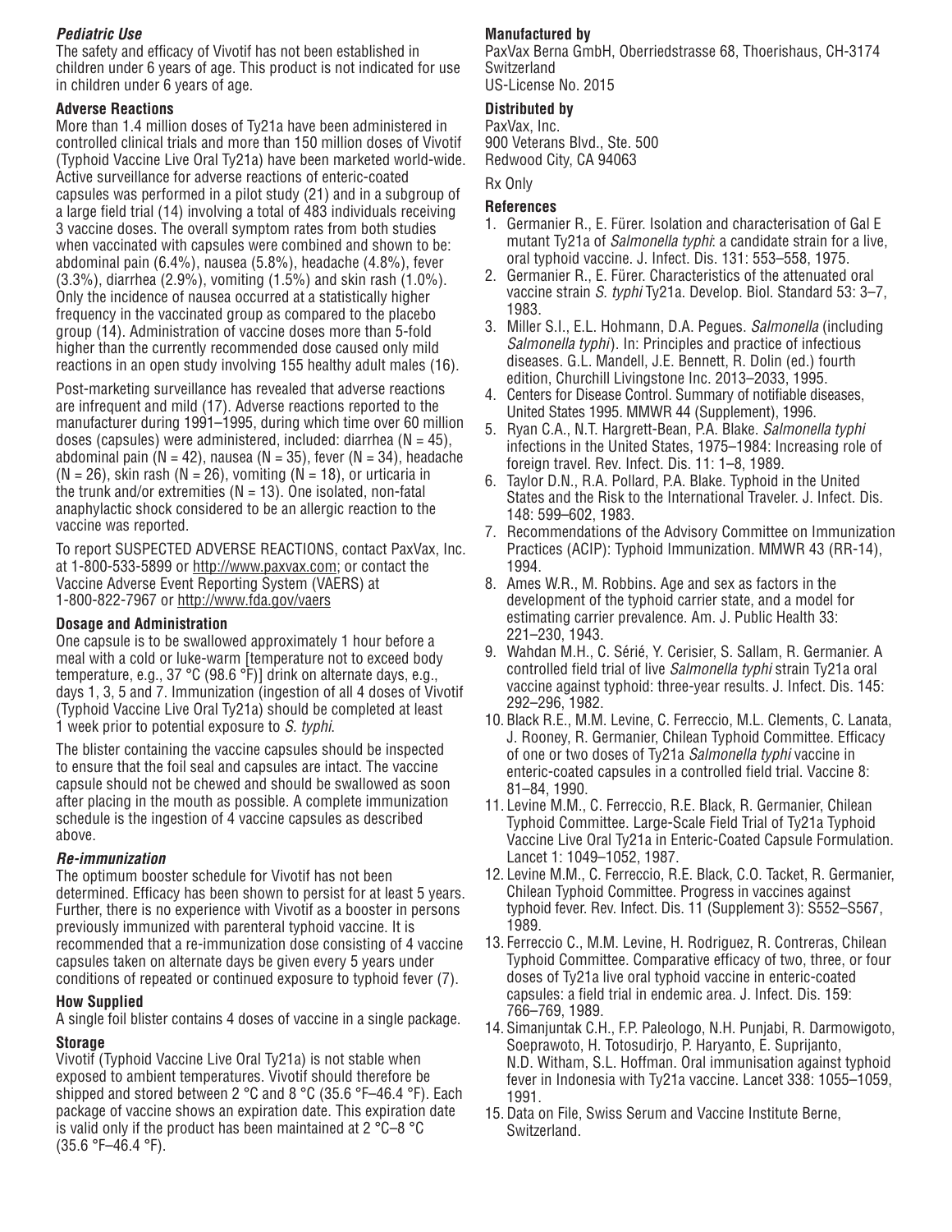### *Pediatric Use*

The safety and efficacy of Vivotif has not been established in children under 6 years of age. This product is not indicated for use in children under 6 years of age.

### Adverse Reactions

More than 1.4 million doses of Ty21a have been administered in controlled clinical trials and more than 150 million doses of Vivotif (Typhoid Vaccine Live Oral Ty21a) have been marketed world-wide. Active surveillance for adverse reactions of enteric-coated capsules was performed in a pilot study (21) and in a subgroup of a large field trial (14) involving a total of 483 individuals receiving 3 vaccine doses. The overall symptom rates from both studies when vaccinated with capsules were combined and shown to be: abdominal pain (6.4%), nausea (5.8%), headache (4.8%), fever (3.3%), diarrhea (2.9%), vomiting (1.5%) and skin rash (1.0%). Only the incidence of nausea occurred at a statistically higher frequency in the vaccinated group as compared to the placebo group (14). Administration of vaccine doses more than 5-fold higher than the currently recommended dose caused only mild reactions in an open study involving 155 healthy adult males (16).

Post-marketing surveillance has revealed that adverse reactions are infrequent and mild (17). Adverse reactions reported to the manufacturer during 1991–1995, during which time over 60 million doses (capsules) were administered, included: diarrhea (N = 45), abdominal pain (N = 42), nausea (N = 35), fever (N = 34), headache (N = 26), skin rash (N = 26), vomiting (N = 18), or urticaria in the trunk and/or extremities (N = 13). One isolated, non-fatal anaphylactic shock considered to be an allergic reaction to the vaccine was reported.

To report SUSPECTED ADVERSE REACTIONS, contact PaxVax, Inc. at 1-800-533-5899 or http://www.paxvax.com; or contact the Vaccine Adverse Event Reporting System (VAERS) at 1-800-822-7967 or http://www.fda.gov/vaers

### Dosage and Administration

One capsule is to be swallowed approximately 1 hour before a meal with a cold or luke-warm [temperature not to exceed body temperature, e.g., 37 °C (98.6 °F)] drink on alternate days, e.g., days 1, 3, 5 and 7. Immunization (ingestion of all 4 doses of Vivotif (Typhoid Vaccine Live Oral Ty21a) should be completed at least 1 week prior to potential exposure to *S. typhi*.

The blister containing the vaccine capsules should be inspected to ensure that the foil seal and capsules are intact. The vaccine capsule should not be chewed and should be swallowed as soon after placing in the mouth as possible. A complete immunization schedule is the ingestion of 4 vaccine capsules as described above.

### *Re-immunization*

The optimum booster schedule for Vivotif has not been determined. Efficacy has been shown to persist for at least 5 years. Further, there is no experience with Vivotif as a booster in persons previously immunized with parenteral typhoid vaccine. It is recommended that a re-immunization dose consisting of 4 vaccine capsules taken on alternate days be given every 5 years under conditions of repeated or continued exposure to typhoid fever (7).

### How Supplied

A single foil blister contains 4 doses of vaccine in a single package.

### Storage

Vivotif (Typhoid Vaccine Live Oral Ty21a) is not stable when exposed to ambient temperatures. Vivotif should therefore be shipped and stored between 2 °C and 8 °C (35.6 °F–46.4 °F). Each package of vaccine shows an expiration date. This expiration date is valid only if the product has been maintained at 2 °C–8 °C (35.6 °F–46.4 °F).

### Manufactured by

PaxVax Berna GmbH, Oberriedstrasse 68, Thoerishaus, CH-3174 Switzerland
US-License No. 2015

### Distributed by

PaxVax, Inc.
900 Veterans Blvd., Ste. 500
Redwood City, CA 94063

Rx Only

### References

1. Germanier R., E. Fürer. Isolation and characterisation of Gal E mutant Ty21a of *Salmonella typhi*: a candidate strain for a live, oral typhoid vaccine. J. Infect. Dis. 131: 553–558, 1975.
2. Germanier R., E. Fürer. Characteristics of the attenuated oral vaccine strain *S. typhi* Ty21a. Develop. Biol. Standard 53: 3–7, 1983.
3. Miller S.I., E.L. Hohmann, D.A. Pegues. *Salmonella* (including *Salmonella typhi*). In: Principles and practice of infectious diseases. G.L. Mandell, J.E. Bennett, R. Dolin (ed.) fourth edition, Churchill Livingstone Inc. 2013–2033, 1995.
4. Centers for Disease Control. Summary of notifiable diseases, United States 1995. MMWR 44 (Supplement), 1996.
5. Ryan C.A., N.T. Hargrett-Bean, P.A. Blake. *Salmonella typhi* infections in the United States, 1975–1984: Increasing role of foreign travel. Rev. Infect. Dis. 11: 1–8, 1989.
6. Taylor D.N., R.A. Pollard, P.A. Blake. Typhoid in the United States and the Risk to the International Traveler. J. Infect. Dis. 148: 599–602, 1983.
7. Recommendations of the Advisory Committee on Immunization Practices (ACIP): Typhoid Immunization. MMWR 43 (RR-14), 1994.
8. Ames W.R., M. Robbins. Age and sex as factors in the development of the typhoid carrier state, and a model for estimating carrier prevalence. Am. J. Public Health 33: 221–230, 1943.
9. Wahdan M.H., C. Sérié, Y. Cerisier, S. Sallam, R. Germanier. A controlled field trial of live *Salmonella typhi* strain Ty21a oral vaccine against typhoid: three-year results. J. Infect. Dis. 145: 292–296, 1982.
10. Black R.E., M.M. Levine, C. Ferreccio, M.L. Clements, C. Lanata, J. Rooney, R. Germanier, Chilean Typhoid Committee. Efficacy of one or two doses of Ty21a *Salmonella typhi* vaccine in enteric-coated capsules in a controlled field trial. Vaccine 8: 81–84, 1990.
11. Levine M.M., C. Ferreccio, R.E. Black, R. Germanier, Chilean Typhoid Committee. Large-Scale Field Trial of Ty21a Typhoid Vaccine Live Oral Ty21a in Enteric-Coated Capsule Formulation. Lancet 1: 1049–1052, 1987.
12. Levine M.M., C. Ferreccio, R.E. Black, C.O. Tacket, R. Germanier, Chilean Typhoid Committee. Progress in vaccines against typhoid fever. Rev. Infect. Dis. 11 (Supplement 3): S552–S567, 1989.
13. Ferreccio C., M.M. Levine, H. Rodriguez, R. Contreras, Chilean Typhoid Committee. Comparative efficacy of two, three, or four doses of Ty21a live oral typhoid vaccine in enteric-coated capsules: a field trial in endemic area. J. Infect. Dis. 159: 766–769, 1989.
14. Simanjuntak C.H., F.P. Paleologo, N.H. Punjabi, R. Darmowigoto, Soeprawoto, H. Totosudirjo, P. Haryanto, E. Suprijanto, N.D. Witham, S.L. Hoffman. Oral immunisation against typhoid fever in Indonesia with Ty21a vaccine. Lancet 338: 1055–1059, 1991.
15. Data on File, Swiss Serum and Vaccine Institute Berne, Switzerland.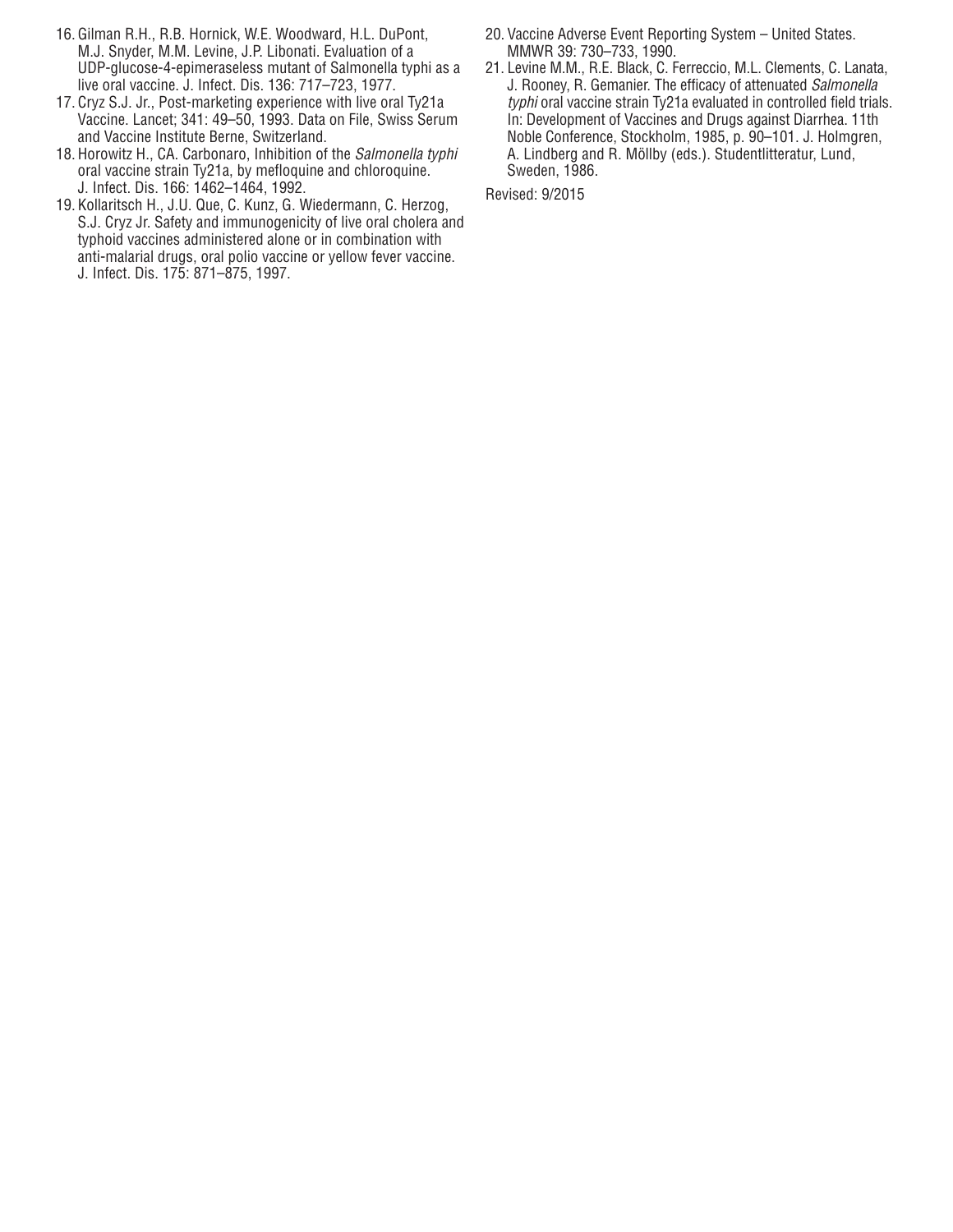16. Gilman R.H., R.B. Hornick, W.E. Woodward, H.L. DuPont, M.J. Snyder, M.M. Levine, J.P. Libonati. Evaluation of a UDP-glucose-4-epimeraseless mutant of Salmonella typhi as a live oral vaccine. J. Infect. Dis. 136: 717–723, 1977.
17. Cryz S.J. Jr., Post-marketing experience with live oral Ty21a Vaccine. Lancet; 341: 49–50, 1993. Data on File, Swiss Serum and Vaccine Institute Berne, Switzerland.
18. Horowitz H., CA. Carbonaro, Inhibition of the *Salmonella typhi* oral vaccine strain Ty21a, by mefloquine and chloroquine. J. Infect. Dis. 166: 1462–1464, 1992.
19. Kollaritsch H., J.U. Que, C. Kunz, G. Wiedermann, C. Herzog, S.J. Cryz Jr. Safety and immunogenicity of live oral cholera and typhoid vaccines administered alone or in combination with anti-malarial drugs, oral polio vaccine or yellow fever vaccine. J. Infect. Dis. 175: 871–875, 1997.
20. Vaccine Adverse Event Reporting System – United States. MMWR 39: 730–733, 1990.
21. Levine M.M., R.E. Black, C. Ferreccio, M.L. Clements, C. Lanata, J. Rooney, R. Gemanier. The efficacy of attenuated *Salmonella typhi* oral vaccine strain Ty21a evaluated in controlled field trials. In: Development of Vaccines and Drugs against Diarrhea. 11th Noble Conference, Stockholm, 1985, p. 90–101. J. Holmgren, A. Lindberg and R. Möllby (eds.). Studentlitteratur, Lund, Sweden, 1986.

Revised: 9/2015